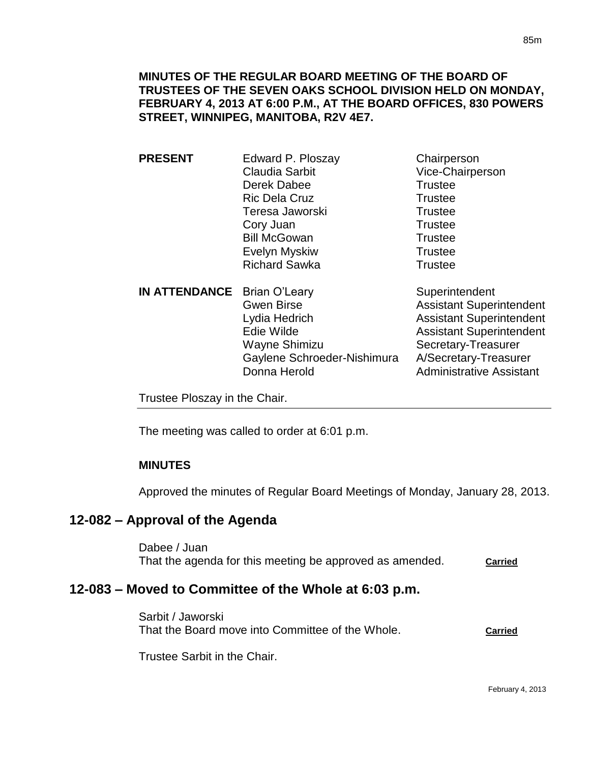**MINUTES OF THE REGULAR BOARD MEETING OF THE BOARD OF TRUSTEES OF THE SEVEN OAKS SCHOOL DIVISION HELD ON MONDAY, FEBRUARY 4, 2013 AT 6:00 P.M., AT THE BOARD OFFICES, 830 POWERS STREET, WINNIPEG, MANITOBA, R2V 4E7.**

| | | |
|---|---|---|
| **PRESENT** | Edward P. Ploszay | Chairperson |
| | Claudia Sarbit | Vice-Chairperson |
| | Derek Dabee | Trustee |
| | Ric Dela Cruz | Trustee |
| | Teresa Jaworski | Trustee |
| | Cory Juan | Trustee |
| | Bill McGowan | Trustee |
| | Evelyn Myskiw | Trustee |
| | Richard Sawka | Trustee |
| **IN ATTENDANCE** | Brian O'Leary | Superintendent |
| | Gwen Birse | Assistant Superintendent |
| | Lydia Hedrich | Assistant Superintendent |
| | Edie Wilde | Assistant Superintendent |
| | Wayne Shimizu | Secretary-Treasurer |
| | Gaylene Schroeder-Nishimura | A/Secretary-Treasurer |
| | Donna Herold | Administrative Assistant |

Trustee Ploszay in the Chair.

The meeting was called to order at 6:01 p.m.

**MINUTES**

Approved the minutes of Regular Board Meetings of Monday, January 28, 2013.

## 12-082 – Approval of the Agenda

Dabee / Juan
That the agenda for this meeting be approved as amended. **Carried**

## 12-083 – Moved to Committee of the Whole at 6:03 p.m.

Sarbit / Jaworski
That the Board move into Committee of the Whole. **Carried**

Trustee Sarbit in the Chair.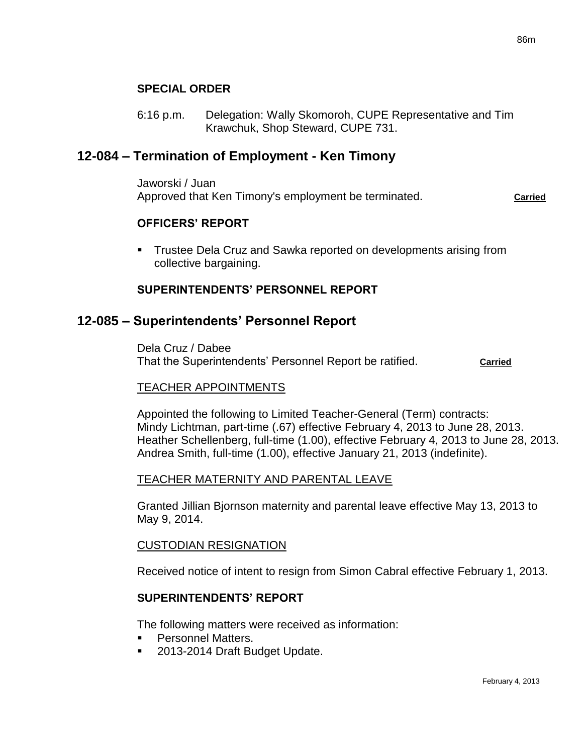**SPECIAL ORDER**

6:16 p.m. Delegation: Wally Skomoroh, CUPE Representative and Tim Krawchuk, Shop Steward, CUPE 731.

## 12-084 – Termination of Employment - Ken Timony

Jaworski / Juan
Approved that Ken Timony's employment be terminated. **Carried**

**OFFICERS' REPORT**

- Trustee Dela Cruz and Sawka reported on developments arising from collective bargaining.

**SUPERINTENDENTS' PERSONNEL REPORT**

## 12-085 – Superintendents' Personnel Report

Dela Cruz / Dabee
That the Superintendents' Personnel Report be ratified. **Carried**

TEACHER APPOINTMENTS

Appointed the following to Limited Teacher-General (Term) contracts:
Mindy Lichtman, part-time (.67) effective February 4, 2013 to June 28, 2013.
Heather Schellenberg, full-time (1.00), effective February 4, 2013 to June 28, 2013.
Andrea Smith, full-time (1.00), effective January 21, 2013 (indefinite).

TEACHER MATERNITY AND PARENTAL LEAVE

Granted Jillian Bjornson maternity and parental leave effective May 13, 2013 to May 9, 2014.

CUSTODIAN RESIGNATION

Received notice of intent to resign from Simon Cabral effective February 1, 2013.

**SUPERINTENDENTS' REPORT**

The following matters were received as information:

- Personnel Matters.
- 2013-2014 Draft Budget Update.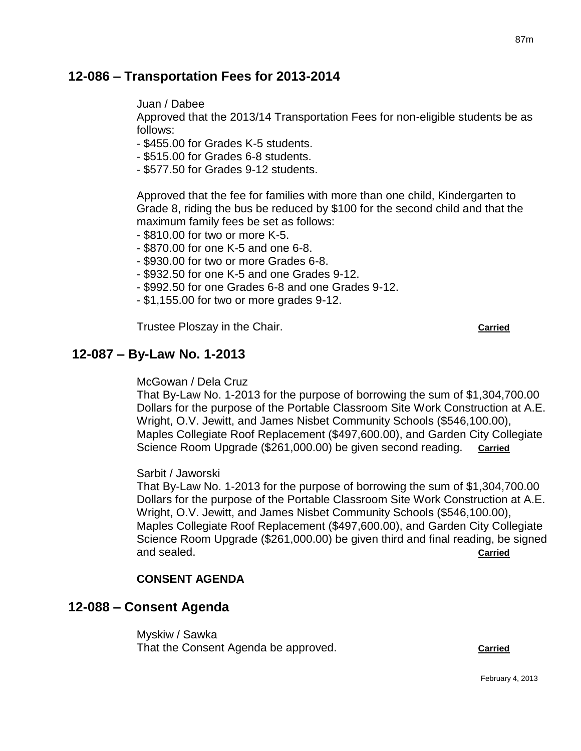## 12-086 – Transportation Fees for 2013-2014

Juan / Dabee
Approved that the 2013/14 Transportation Fees for non-eligible students be as follows:
- $455.00 for Grades K-5 students.
- $515.00 for Grades 6-8 students.
- $577.50 for Grades 9-12 students.

Approved that the fee for families with more than one child, Kindergarten to Grade 8, riding the bus be reduced by $100 for the second child and that the maximum family fees be set as follows:
- $810.00 for two or more K-5.
- $870.00 for one K-5 and one 6-8.
- $930.00 for two or more Grades 6-8.
- $932.50 for one K-5 and one Grades 9-12.
- $992.50 for one Grades 6-8 and one Grades 9-12.
- $1,155.00 for two or more grades 9-12.

Trustee Ploszay in the Chair. **Carried**

## 12-087 – By-Law No. 1-2013

McGowan / Dela Cruz
That By-Law No. 1-2013 for the purpose of borrowing the sum of $1,304,700.00 Dollars for the purpose of the Portable Classroom Site Work Construction at A.E. Wright, O.V. Jewitt, and James Nisbet Community Schools ($546,100.00), Maples Collegiate Roof Replacement ($497,600.00), and Garden City Collegiate Science Room Upgrade ($261,000.00) be given second reading. **Carried**

Sarbit / Jaworski
That By-Law No. 1-2013 for the purpose of borrowing the sum of $1,304,700.00 Dollars for the purpose of the Portable Classroom Site Work Construction at A.E. Wright, O.V. Jewitt, and James Nisbet Community Schools ($546,100.00), Maples Collegiate Roof Replacement ($497,600.00), and Garden City Collegiate Science Room Upgrade ($261,000.00) be given third and final reading, be signed and sealed. **Carried**

**CONSENT AGENDA**

## 12-088 – Consent Agenda

Myskiw / Sawka
That the Consent Agenda be approved. **Carried**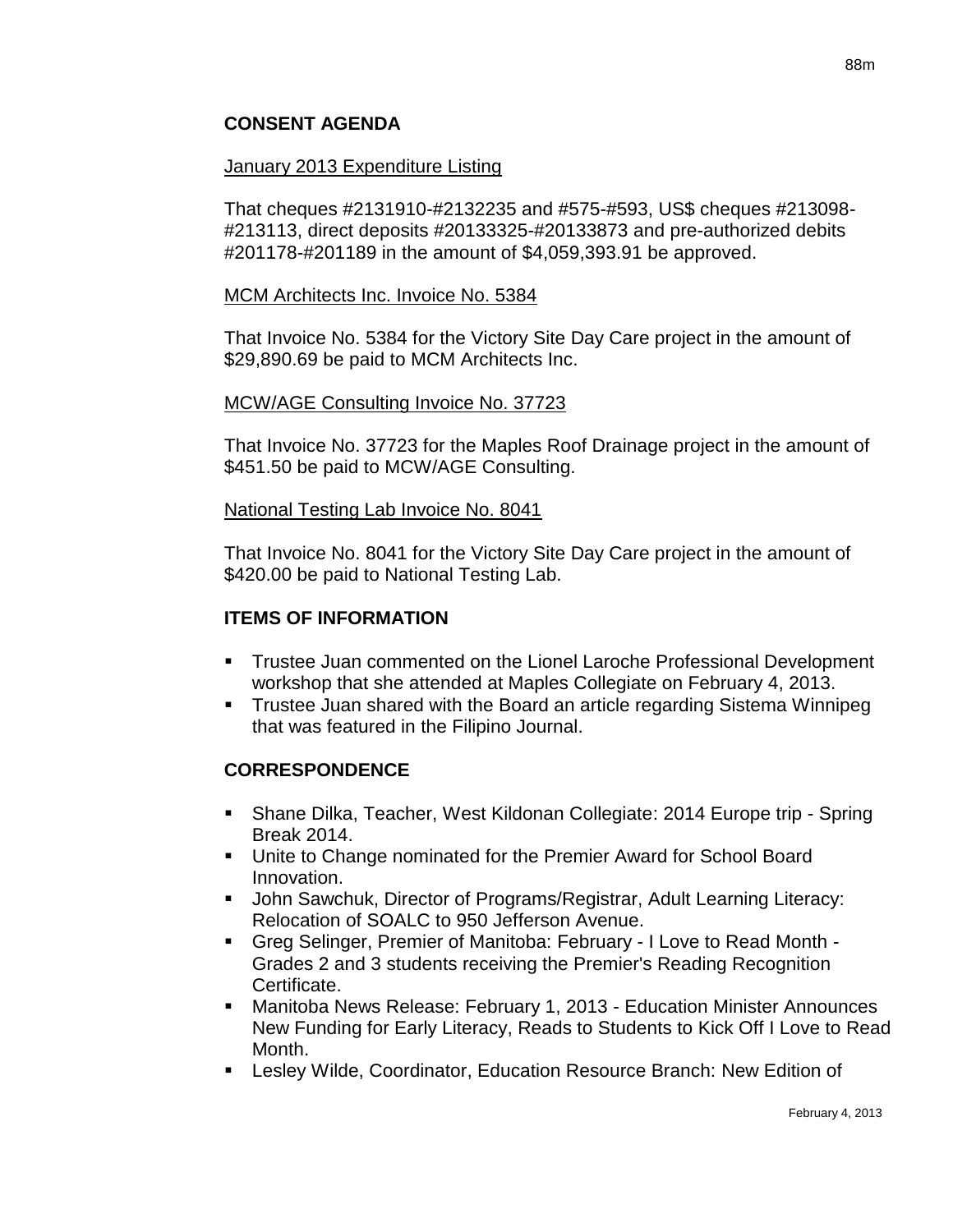## CONSENT AGENDA

January 2013 Expenditure Listing

That cheques #2131910-#2132235 and #575-#593, US$ cheques #213098-#213113, direct deposits #20133325-#20133873 and pre-authorized debits #201178-#201189 in the amount of $4,059,393.91 be approved.

MCM Architects Inc. Invoice No. 5384

That Invoice No. 5384 for the Victory Site Day Care project in the amount of $29,890.69 be paid to MCM Architects Inc.

MCW/AGE Consulting Invoice No. 37723

That Invoice No. 37723 for the Maples Roof Drainage project in the amount of $451.50 be paid to MCW/AGE Consulting.

National Testing Lab Invoice No. 8041

That Invoice No. 8041 for the Victory Site Day Care project in the amount of $420.00 be paid to National Testing Lab.

## ITEMS OF INFORMATION

- Trustee Juan commented on the Lionel Laroche Professional Development workshop that she attended at Maples Collegiate on February 4, 2013.
- Trustee Juan shared with the Board an article regarding Sistema Winnipeg that was featured in the Filipino Journal.

## CORRESPONDENCE

- Shane Dilka, Teacher, West Kildonan Collegiate: 2014 Europe trip - Spring Break 2014.
- Unite to Change nominated for the Premier Award for School Board Innovation.
- John Sawchuk, Director of Programs/Registrar, Adult Learning Literacy: Relocation of SOALC to 950 Jefferson Avenue.
- Greg Selinger, Premier of Manitoba: February - I Love to Read Month - Grades 2 and 3 students receiving the Premier's Reading Recognition Certificate.
- Manitoba News Release: February 1, 2013 - Education Minister Announces New Funding for Early Literacy, Reads to Students to Kick Off I Love to Read Month.
- Lesley Wilde, Coordinator, Education Resource Branch: New Edition of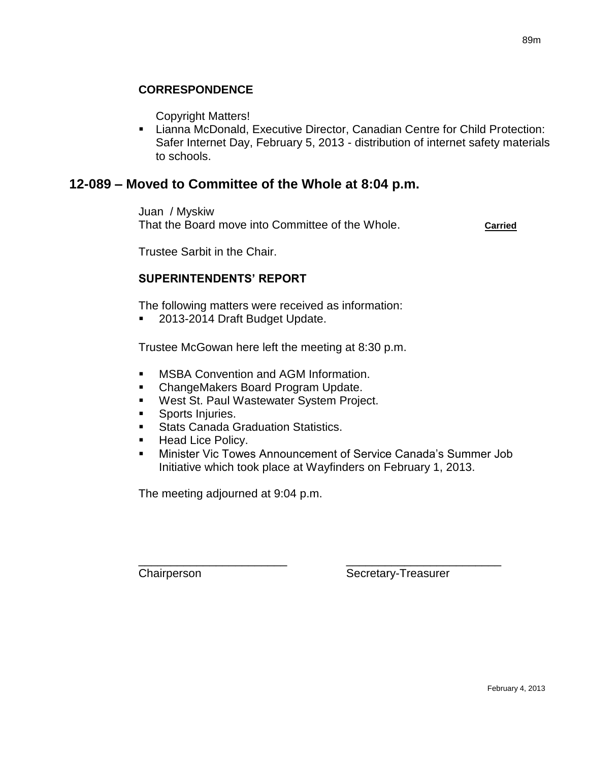**CORRESPONDENCE**

Copyright Matters!

- Lianna McDonald, Executive Director, Canadian Centre for Child Protection: Safer Internet Day, February 5, 2013 - distribution of internet safety materials to schools.

## 12-089 – Moved to Committee of the Whole at 8:04 p.m.

Juan / Myskiw
That the Board move into Committee of the Whole. **Carried**

Trustee Sarbit in the Chair.

**SUPERINTENDENTS' REPORT**

The following matters were received as information:

- 2013-2014 Draft Budget Update.

Trustee McGowan here left the meeting at 8:30 p.m.

- MSBA Convention and AGM Information.
- ChangeMakers Board Program Update.
- West St. Paul Wastewater System Project.
- Sports Injuries.
- Stats Canada Graduation Statistics.
- Head Lice Policy.
- Minister Vic Towes Announcement of Service Canada's Summer Job Initiative which took place at Wayfinders on February 1, 2013.

The meeting adjourned at 9:04 p.m.

\_\_\_\_\_\_\_\_\_\_\_\_\_\_\_\_\_\_\_\_\_\_\_\_ \_\_\_\_\_\_\_\_\_\_\_\_\_\_\_\_\_\_\_\_\_\_\_\_\_
Chairperson Secretary-Treasurer